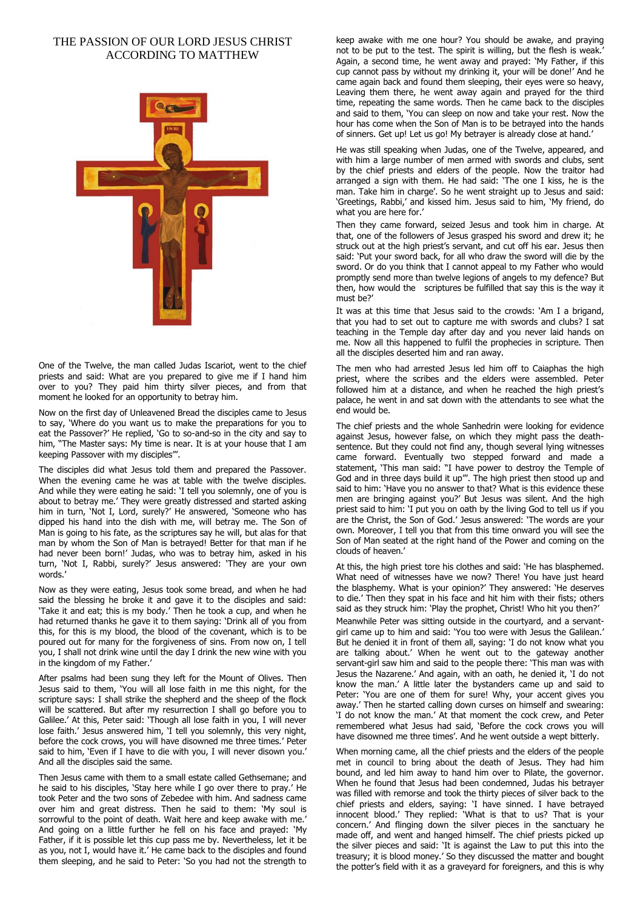# THE PASSION OF OUR LORD JESUS CHRIST ACCORDING TO MATTHEW

One of the Twelve, the man called Judas Iscariot, went to the chief priests and said: What are you prepared to give me if I hand him over to you? They paid him thirty silver pieces, and from that moment he looked for an opportunity to betray him.

Now on the first day of Unleavened Bread the disciples came to Jesus to say, 'Where do you want us to make the preparations for you to eat the Passover?' He replied, 'Go to so-and-so in the city and say to him, "The Master says: My time is near. It is at your house that I am keeping Passover with my disciples"'.

The disciples did what Jesus told them and prepared the Passover. When the evening came he was at table with the twelve disciples. And while they were eating he said: 'I tell you solemnly, one of you is about to betray me.' They were greatly distressed and started asking him in turn, 'Not I, Lord, surely?' He answered, 'Someone who has dipped his hand into the dish with me, will betray me. The Son of Man is going to his fate, as the scriptures say he will, but alas for that man by whom the Son of Man is betrayed! Better for that man if he had never been born!' Judas, who was to betray him, asked in his turn, 'Not I, Rabbi, surely?' Jesus answered: 'They are your own words.'

Now as they were eating, Jesus took some bread, and when he had said the blessing he broke it and gave it to the disciples and said: 'Take it and eat; this is my body.' Then he took a cup, and when he had returned thanks he gave it to them saying: 'Drink all of you from this, for this is my blood, the blood of the covenant, which is to be poured out for many for the forgiveness of sins. From now on, I tell you, I shall not drink wine until the day I drink the new wine with you in the kingdom of my Father.'

After psalms had been sung they left for the Mount of Olives. Then Jesus said to them, 'You will all lose faith in me this night, for the scripture says: I shall strike the shepherd and the sheep of the flock will be scattered. But after my resurrection I shall go before you to Galilee.' At this, Peter said: 'Though all lose faith in you, I will never lose faith.' Jesus answered him, 'I tell you solemnly, this very night, before the cock crows, you will have disowned me three times.' Peter said to him, 'Even if I have to die with you, I will never disown you.' And all the disciples said the same.

Then Jesus came with them to a small estate called Gethsemane; and he said to his disciples, 'Stay here while I go over there to pray.' He took Peter and the two sons of Zebedee with him. And sadness came over him and great distress. Then he said to them: 'My soul is sorrowful to the point of death. Wait here and keep awake with me.' And going on a little further he fell on his face and prayed: 'My Father, if it is possible let this cup pass me by. Nevertheless, let it be as you, not I, would have it.' He came back to the disciples and found them sleeping, and he said to Peter: 'So you had not the strength to keep awake with me one hour? You should be awake, and praying not to be put to the test. The spirit is willing, but the flesh is weak.' Again, a second time, he went away and prayed: 'My Father, if this cup cannot pass by without my drinking it, your will be done!' And he came again back and found them sleeping, their eyes were so heavy, Leaving them there, he went away again and prayed for the third time, repeating the same words. Then he came back to the disciples and said to them, 'You can sleep on now and take your rest. Now the hour has come when the Son of Man is to be betrayed into the hands of sinners. Get up! Let us go! My betrayer is already close at hand.'

He was still speaking when Judas, one of the Twelve, appeared, and with him a large number of men armed with swords and clubs, sent by the chief priests and elders of the people. Now the traitor had arranged a sign with them. He had said: 'The one I kiss, he is the man. Take him in charge'. So he went straight up to Jesus and said: 'Greetings, Rabbi,' and kissed him. Jesus said to him, 'My friend, do what you are here for.'

Then they came forward, seized Jesus and took him in charge. At that, one of the followers of Jesus grasped his sword and drew it; he struck out at the high priest's servant, and cut off his ear. Jesus then said: 'Put your sword back, for all who draw the sword will die by the sword. Or do you think that I cannot appeal to my Father who would promptly send more than twelve legions of angels to my defence? But then, how would the scriptures be fulfilled that say this is the way it must be?'

It was at this time that Jesus said to the crowds: 'Am I a brigand, that you had to set out to capture me with swords and clubs? I sat teaching in the Temple day after day and you never laid hands on me. Now all this happened to fulfil the prophecies in scripture. Then all the disciples deserted him and ran away.

The men who had arrested Jesus led him off to Caiaphas the high priest, where the scribes and the elders were assembled. Peter followed him at a distance, and when he reached the high priest's palace, he went in and sat down with the attendants to see what the end would be.

The chief priests and the whole Sanhedrin were looking for evidence against Jesus, however false, on which they might pass the death-sentence. But they could not find any, though several lying witnesses came forward. Eventually two stepped forward and made a statement, 'This man said: "I have power to destroy the Temple of God and in three days build it up"'. The high priest then stood up and said to him: 'Have you no answer to that? What is this evidence these men are bringing against you?' But Jesus was silent. And the high priest said to him: 'I put you on oath by the living God to tell us if you are the Christ, the Son of God.' Jesus answered: 'The words are your own. Moreover, I tell you that from this time onward you will see the Son of Man seated at the right hand of the Power and coming on the clouds of heaven.'

At this, the high priest tore his clothes and said: 'He has blasphemed. What need of witnesses have we now? There! You have just heard the blasphemy. What is your opinion?' They answered: 'He deserves to die.' Then they spat in his face and hit him with their fists; others said as they struck him: 'Play the prophet, Christ! Who hit you then?'

Meanwhile Peter was sitting outside in the courtyard, and a servant-girl came up to him and said: 'You too were with Jesus the Galilean.' But he denied it in front of them all, saying: 'I do not know what you are talking about.' When he went out to the gateway another servant-girl saw him and said to the people there: 'This man was with Jesus the Nazarene.' And again, with an oath, he denied it, 'I do not know the man.' A little later the bystanders came up and said to Peter: 'You are one of them for sure! Why, your accent gives you away.' Then he started calling down curses on himself and swearing: 'I do not know the man.' At that moment the cock crew, and Peter remembered what Jesus had said, 'Before the cock crows you will have disowned me three times'. And he went outside a wept bitterly.

When morning came, all the chief priests and the elders of the people met in council to bring about the death of Jesus. They had him bound, and led him away to hand him over to Pilate, the governor. When he found that Jesus had been condemned, Judas his betrayer was filled with remorse and took the thirty pieces of silver back to the chief priests and elders, saying: 'I have sinned. I have betrayed innocent blood.' They replied: 'What is that to us? That is your concern.' And flinging down the silver pieces in the sanctuary he made off, and went and hanged himself. The chief priests picked up the silver pieces and said: 'It is against the Law to put this into the treasury; it is blood money.' So they discussed the matter and bought the potter's field with it as a graveyard for foreigners, and this is why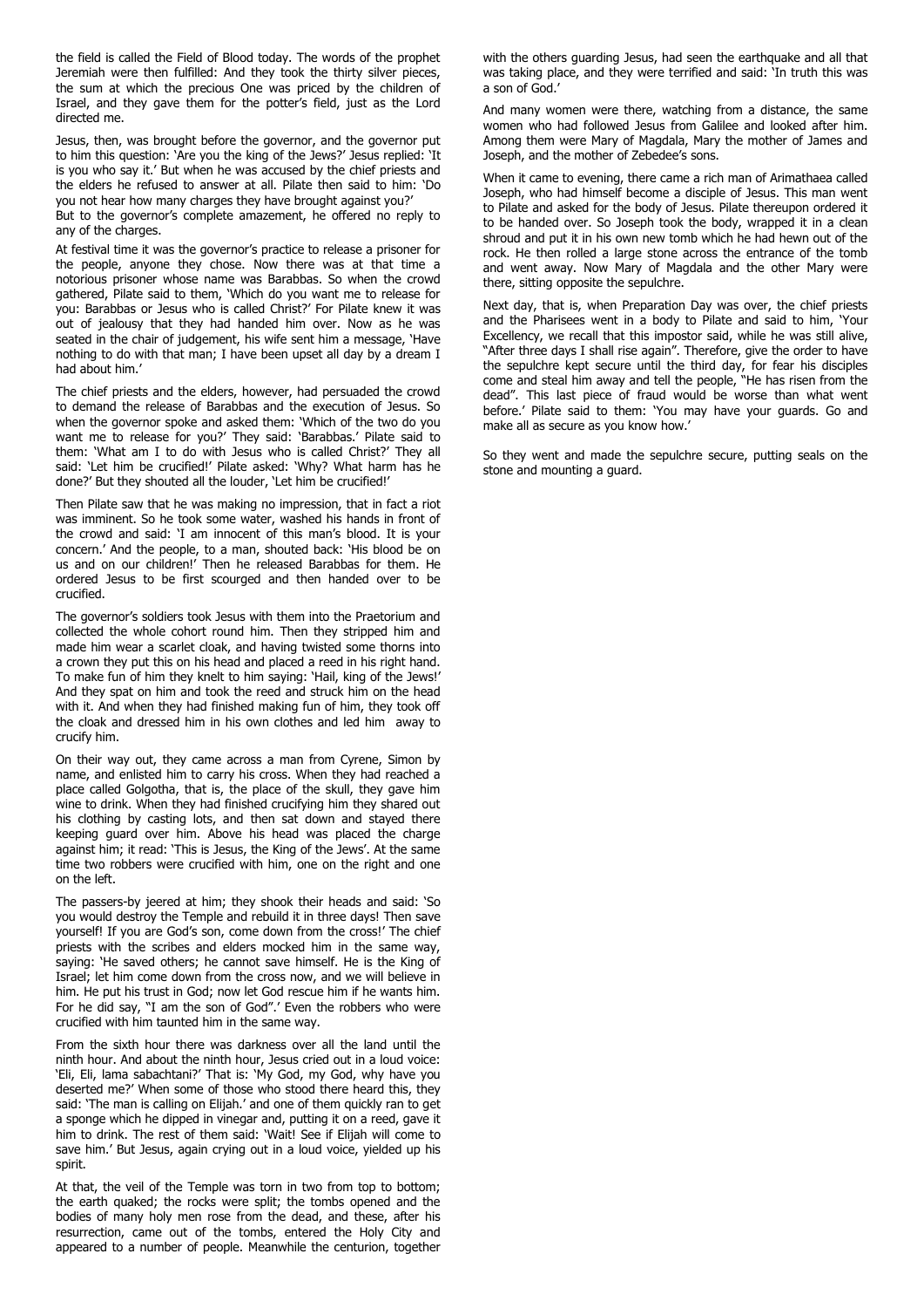the field is called the Field of Blood today. The words of the prophet Jeremiah were then fulfilled: And they took the thirty silver pieces, the sum at which the precious One was priced by the children of Israel, and they gave them for the potter's field, just as the Lord directed me.

Jesus, then, was brought before the governor, and the governor put to him this question: 'Are you the king of the Jews?' Jesus replied: 'It is you who say it.' But when he was accused by the chief priests and the elders he refused to answer at all. Pilate then said to him: 'Do you not hear how many charges they have brought against you?' But to the governor's complete amazement, he offered no reply to any of the charges.

At festival time it was the governor's practice to release a prisoner for the people, anyone they chose. Now there was at that time a notorious prisoner whose name was Barabbas. So when the crowd gathered, Pilate said to them, 'Which do you want me to release for you: Barabbas or Jesus who is called Christ?' For Pilate knew it was out of jealousy that they had handed him over. Now as he was seated in the chair of judgement, his wife sent him a message, 'Have nothing to do with that man; I have been upset all day by a dream I had about him.'

The chief priests and the elders, however, had persuaded the crowd to demand the release of Barabbas and the execution of Jesus. So when the governor spoke and asked them: 'Which of the two do you want me to release for you?' They said: 'Barabbas.' Pilate said to them: 'What am I to do with Jesus who is called Christ?' They all said: 'Let him be crucified!' Pilate asked: 'Why? What harm has he done?' But they shouted all the louder, 'Let him be crucified!'

Then Pilate saw that he was making no impression, that in fact a riot was imminent. So he took some water, washed his hands in front of the crowd and said: 'I am innocent of this man's blood. It is your concern.' And the people, to a man, shouted back: 'His blood be on us and on our children!' Then he released Barabbas for them. He ordered Jesus to be first scourged and then handed over to be crucified.

The governor's soldiers took Jesus with them into the Praetorium and collected the whole cohort round him. Then they stripped him and made him wear a scarlet cloak, and having twisted some thorns into a crown they put this on his head and placed a reed in his right hand. To make fun of him they knelt to him saying: 'Hail, king of the Jews!' And they spat on him and took the reed and struck him on the head with it. And when they had finished making fun of him, they took off the cloak and dressed him in his own clothes and led him away to crucify him.

On their way out, they came across a man from Cyrene, Simon by name, and enlisted him to carry his cross. When they had reached a place called Golgotha, that is, the place of the skull, they gave him wine to drink. When they had finished crucifying him they shared out his clothing by casting lots, and then sat down and stayed there keeping guard over him. Above his head was placed the charge against him; it read: 'This is Jesus, the King of the Jews'. At the same time two robbers were crucified with him, one on the right and one on the left.

The passers-by jeered at him; they shook their heads and said: 'So you would destroy the Temple and rebuild it in three days! Then save yourself! If you are God's son, come down from the cross!' The chief priests with the scribes and elders mocked him in the same way, saying: 'He saved others; he cannot save himself. He is the King of Israel; let him come down from the cross now, and we will believe in him. He put his trust in God; now let God rescue him if he wants him. For he did say, "I am the son of God".' Even the robbers who were crucified with him taunted him in the same way.

From the sixth hour there was darkness over all the land until the ninth hour. And about the ninth hour, Jesus cried out in a loud voice: 'Eli, Eli, lama sabachtani?' That is: 'My God, my God, why have you deserted me?' When some of those who stood there heard this, they said: 'The man is calling on Elijah.' and one of them quickly ran to get a sponge which he dipped in vinegar and, putting it on a reed, gave it him to drink. The rest of them said: 'Wait! See if Elijah will come to save him.' But Jesus, again crying out in a loud voice, yielded up his spirit.

At that, the veil of the Temple was torn in two from top to bottom; the earth quaked; the rocks were split; the tombs opened and the bodies of many holy men rose from the dead, and these, after his resurrection, came out of the tombs, entered the Holy City and appeared to a number of people. Meanwhile the centurion, together with the others guarding Jesus, had seen the earthquake and all that was taking place, and they were terrified and said: 'In truth this was a son of God.'

And many women were there, watching from a distance, the same women who had followed Jesus from Galilee and looked after him. Among them were Mary of Magdala, Mary the mother of James and Joseph, and the mother of Zebedee's sons.

When it came to evening, there came a rich man of Arimathaea called Joseph, who had himself become a disciple of Jesus. This man went to Pilate and asked for the body of Jesus. Pilate thereupon ordered it to be handed over. So Joseph took the body, wrapped it in a clean shroud and put it in his own new tomb which he had hewn out of the rock. He then rolled a large stone across the entrance of the tomb and went away. Now Mary of Magdala and the other Mary were there, sitting opposite the sepulchre.

Next day, that is, when Preparation Day was over, the chief priests and the Pharisees went in a body to Pilate and said to him, 'Your Excellency, we recall that this impostor said, while he was still alive, "After three days I shall rise again". Therefore, give the order to have the sepulchre kept secure until the third day, for fear his disciples come and steal him away and tell the people, "He has risen from the dead". This last piece of fraud would be worse than what went before.' Pilate said to them: 'You may have your guards. Go and make all as secure as you know how.'

So they went and made the sepulchre secure, putting seals on the stone and mounting a guard.